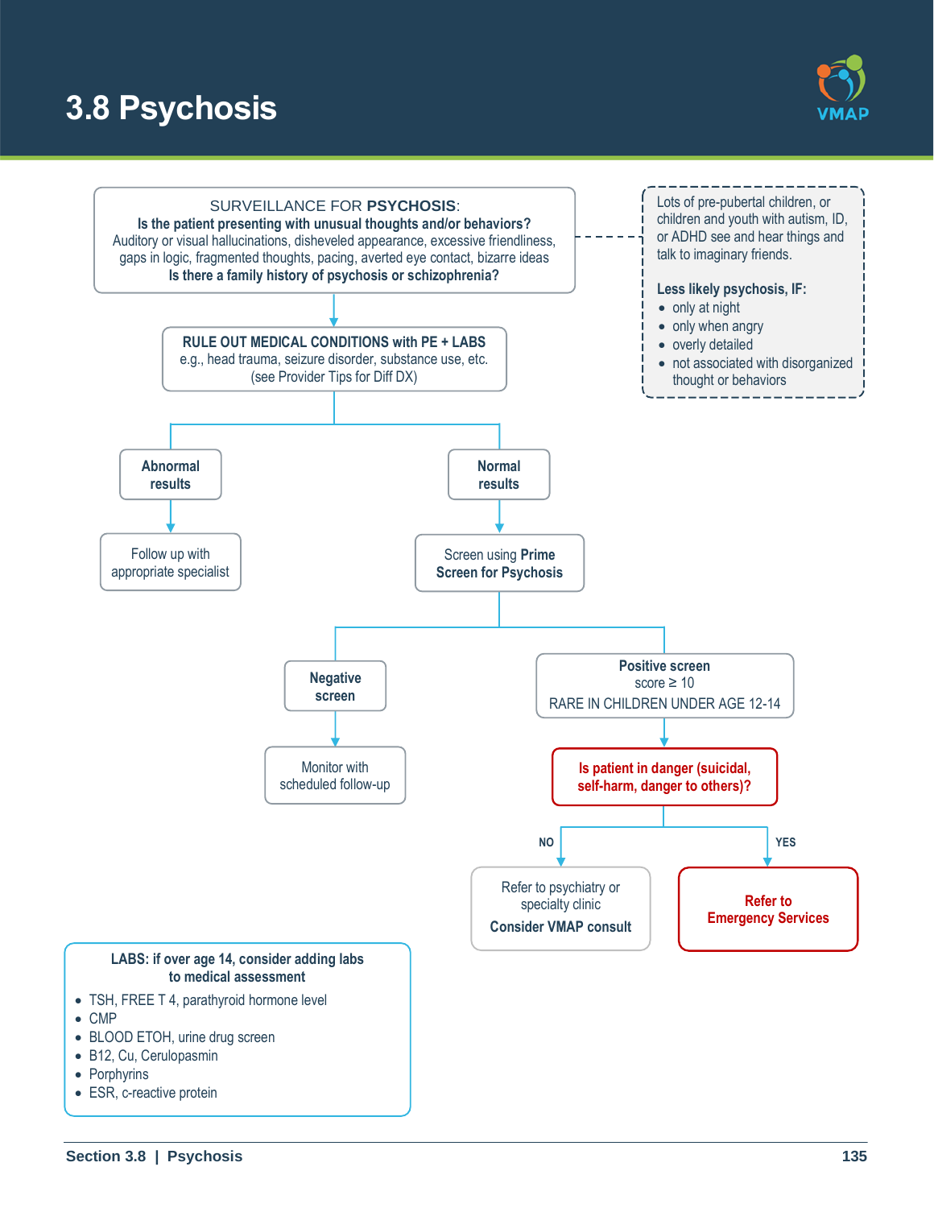# 3.8 Psychosis

**SURVEILLANCE FOR PSYCHOSIS:**

**Is the patient presenting with unusual thoughts and/or behaviors?**

Auditory or visual hallucinations, disheveled appearance, excessive friendliness, gaps in logic, fragmented thoughts, pacing, averted eye contact, bizarre ideas

**Is there a family history of psychosis or schizophrenia?**

> Lots of pre-pubertal children, or children and youth with autism, ID, or ADHD see and hear things and talk to imaginary friends.
>
> **Less likely psychosis, IF:**
>
> - only at night
> - only when angry
> - overly detailed
> - not associated with disorganized thought or behaviors

↓

**RULE OUT MEDICAL CONDITIONS with PE + LABS**

e.g., head trauma, seizure disorder, substance use, etc. (see Provider Tips for Diff DX)

- **Abnormal results** → Follow up with appropriate specialist
- **Normal results** → Screen using **Prime Screen for Psychosis**
  - **Negative screen** → Monitor with scheduled follow-up
  - **Positive screen** score ≥ 10 (RARE IN CHILDREN UNDER AGE 12-14) → **Is patient in danger (suicidal, self-harm, danger to others)?**
    - **NO** → Refer to psychiatry or specialty clinic. **Consider VMAP consult**
    - **YES** → **Refer to Emergency Services**

**LABS: if over age 14, consider adding labs to medical assessment**

- TSH, FREE T 4, parathyroid hormone level
- CMP
- BLOOD ETOH, urine drug screen
- B12, Cu, Cerulopasmin
- Porphyrins
- ESR, c-reactive protein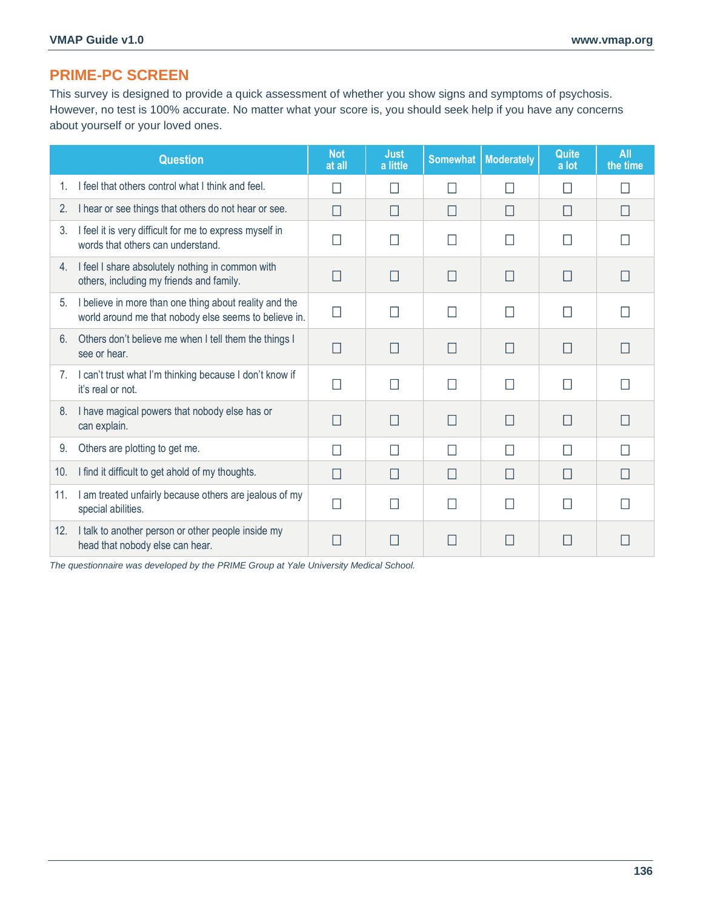## PRIME-PC SCREEN

This survey is designed to provide a quick assessment of whether you show signs and symptoms of psychosis. However, no test is 100% accurate. No matter what your score is, you should seek help if you have any concerns about yourself or your loved ones.

| Question | Not at all | Just a little | Somewhat | Moderately | Quite a lot | All the time |
|---|---|---|---|---|---|---|
| 1. I feel that others control what I think and feel. | ☐ | ☐ | ☐ | ☐ | ☐ | ☐ |
| 2. I hear or see things that others do not hear or see. | ☐ | ☐ | ☐ | ☐ | ☐ | ☐ |
| 3. I feel it is very difficult for me to express myself in words that others can understand. | ☐ | ☐ | ☐ | ☐ | ☐ | ☐ |
| 4. I feel I share absolutely nothing in common with others, including my friends and family. | ☐ | ☐ | ☐ | ☐ | ☐ | ☐ |
| 5. I believe in more than one thing about reality and the world around me that nobody else seems to believe in. | ☐ | ☐ | ☐ | ☐ | ☐ | ☐ |
| 6. Others don't believe me when I tell them the things I see or hear. | ☐ | ☐ | ☐ | ☐ | ☐ | ☐ |
| 7. I can't trust what I'm thinking because I don't know if it's real or not. | ☐ | ☐ | ☐ | ☐ | ☐ | ☐ |
| 8. I have magical powers that nobody else has or can explain. | ☐ | ☐ | ☐ | ☐ | ☐ | ☐ |
| 9. Others are plotting to get me. | ☐ | ☐ | ☐ | ☐ | ☐ | ☐ |
| 10. I find it difficult to get ahold of my thoughts. | ☐ | ☐ | ☐ | ☐ | ☐ | ☐ |
| 11. I am treated unfairly because others are jealous of my special abilities. | ☐ | ☐ | ☐ | ☐ | ☐ | ☐ |
| 12. I talk to another person or other people inside my head that nobody else can hear. | ☐ | ☐ | ☐ | ☐ | ☐ | ☐ |

*The questionnaire was developed by the PRIME Group at Yale University Medical School.*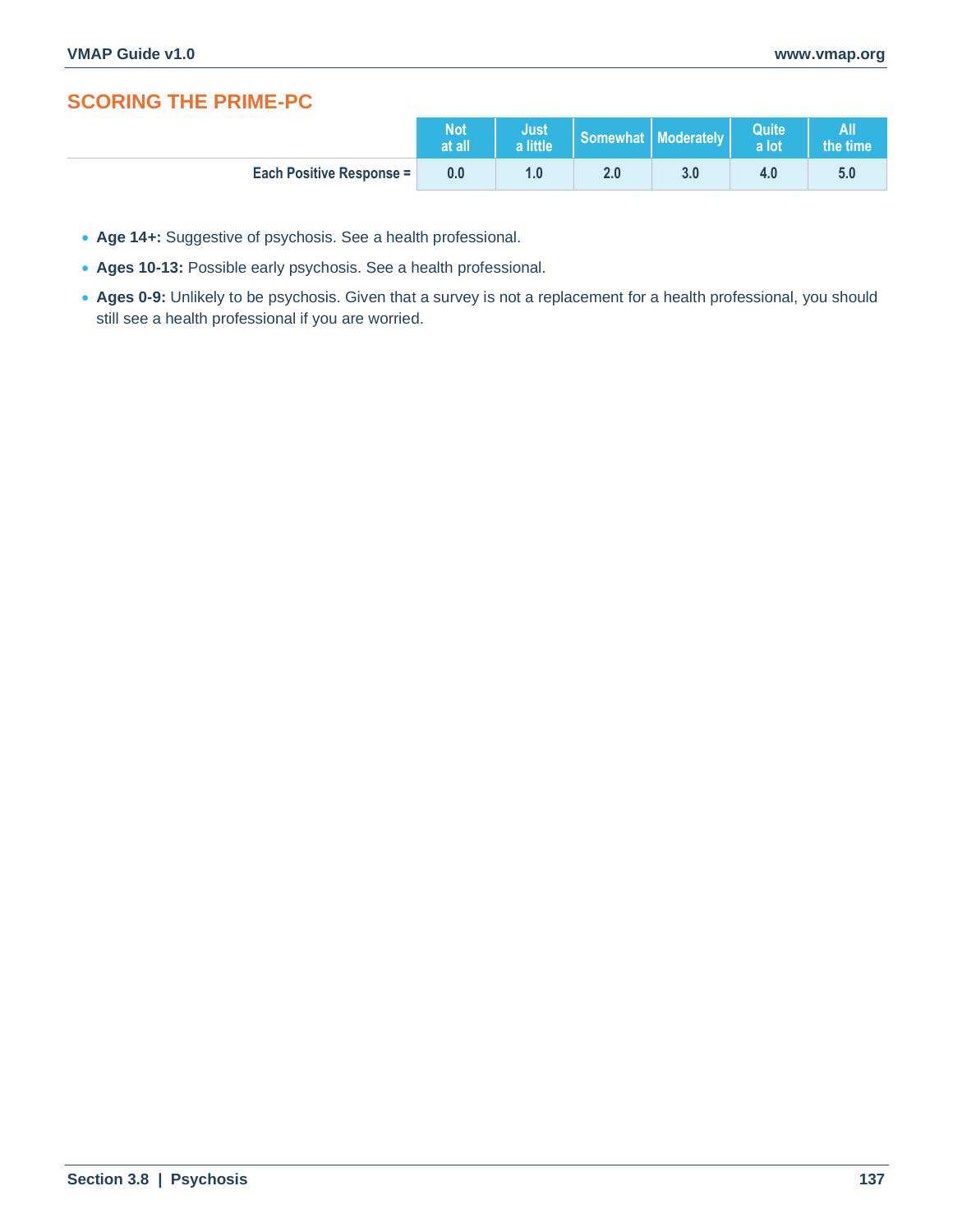## SCORING THE PRIME-PC

| | Not at all | Just a little | Somewhat | Moderately | Quite a lot | All the time |
|---|---|---|---|---|---|---|
| **Each Positive Response =** | 0.0 | 1.0 | 2.0 | 3.0 | 4.0 | 5.0 |

- **Age 14+:** Suggestive of psychosis. See a health professional.
- **Ages 10-13:** Possible early psychosis. See a health professional.
- **Ages 0-9:** Unlikely to be psychosis. Given that a survey is not a replacement for a health professional, you should still see a health professional if you are worried.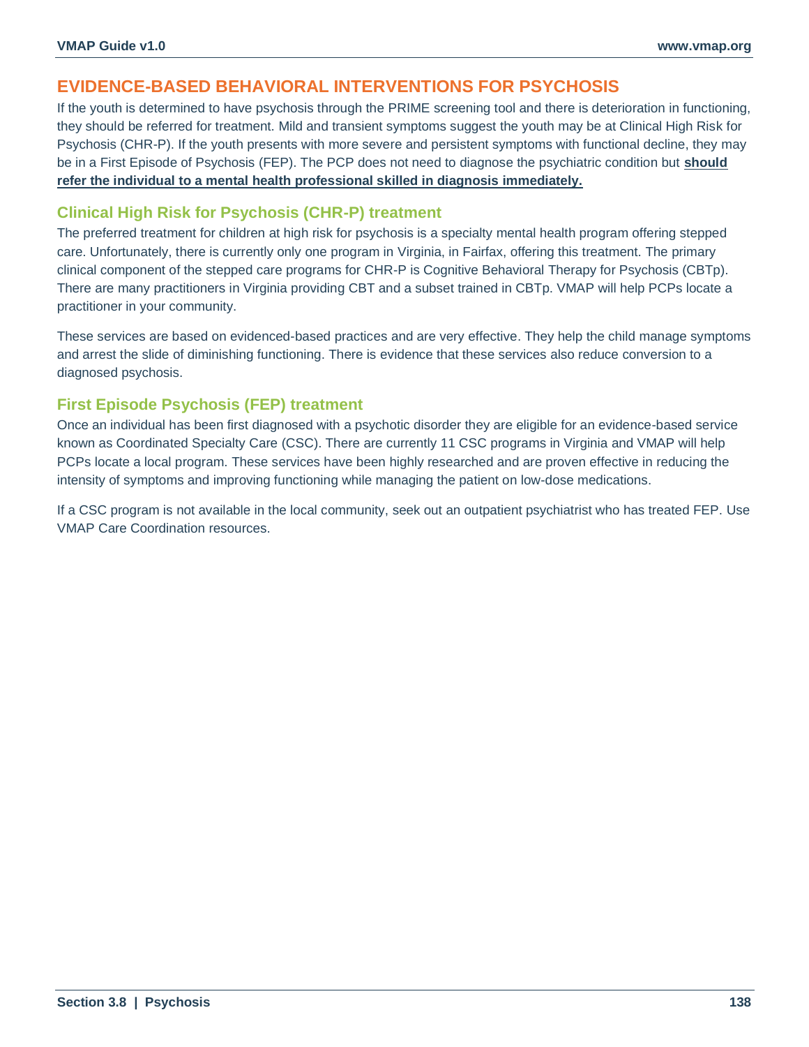## EVIDENCE-BASED BEHAVIORAL INTERVENTIONS FOR PSYCHOSIS

If the youth is determined to have psychosis through the PRIME screening tool and there is deterioration in functioning, they should be referred for treatment. Mild and transient symptoms suggest the youth may be at Clinical High Risk for Psychosis (CHR-P). If the youth presents with more severe and persistent symptoms with functional decline, they may be in a First Episode of Psychosis (FEP). The PCP does not need to diagnose the psychiatric condition but **should refer the individual to a mental health professional skilled in diagnosis immediately.**

### Clinical High Risk for Psychosis (CHR-P) treatment

The preferred treatment for children at high risk for psychosis is a specialty mental health program offering stepped care. Unfortunately, there is currently only one program in Virginia, in Fairfax, offering this treatment. The primary clinical component of the stepped care programs for CHR-P is Cognitive Behavioral Therapy for Psychosis (CBTp). There are many practitioners in Virginia providing CBT and a subset trained in CBTp. VMAP will help PCPs locate a practitioner in your community.

These services are based on evidenced-based practices and are very effective. They help the child manage symptoms and arrest the slide of diminishing functioning. There is evidence that these services also reduce conversion to a diagnosed psychosis.

### First Episode Psychosis (FEP) treatment

Once an individual has been first diagnosed with a psychotic disorder they are eligible for an evidence-based service known as Coordinated Specialty Care (CSC). There are currently 11 CSC programs in Virginia and VMAP will help PCPs locate a local program. These services have been highly researched and are proven effective in reducing the intensity of symptoms and improving functioning while managing the patient on low-dose medications.

If a CSC program is not available in the local community, seek out an outpatient psychiatrist who has treated FEP. Use VMAP Care Coordination resources.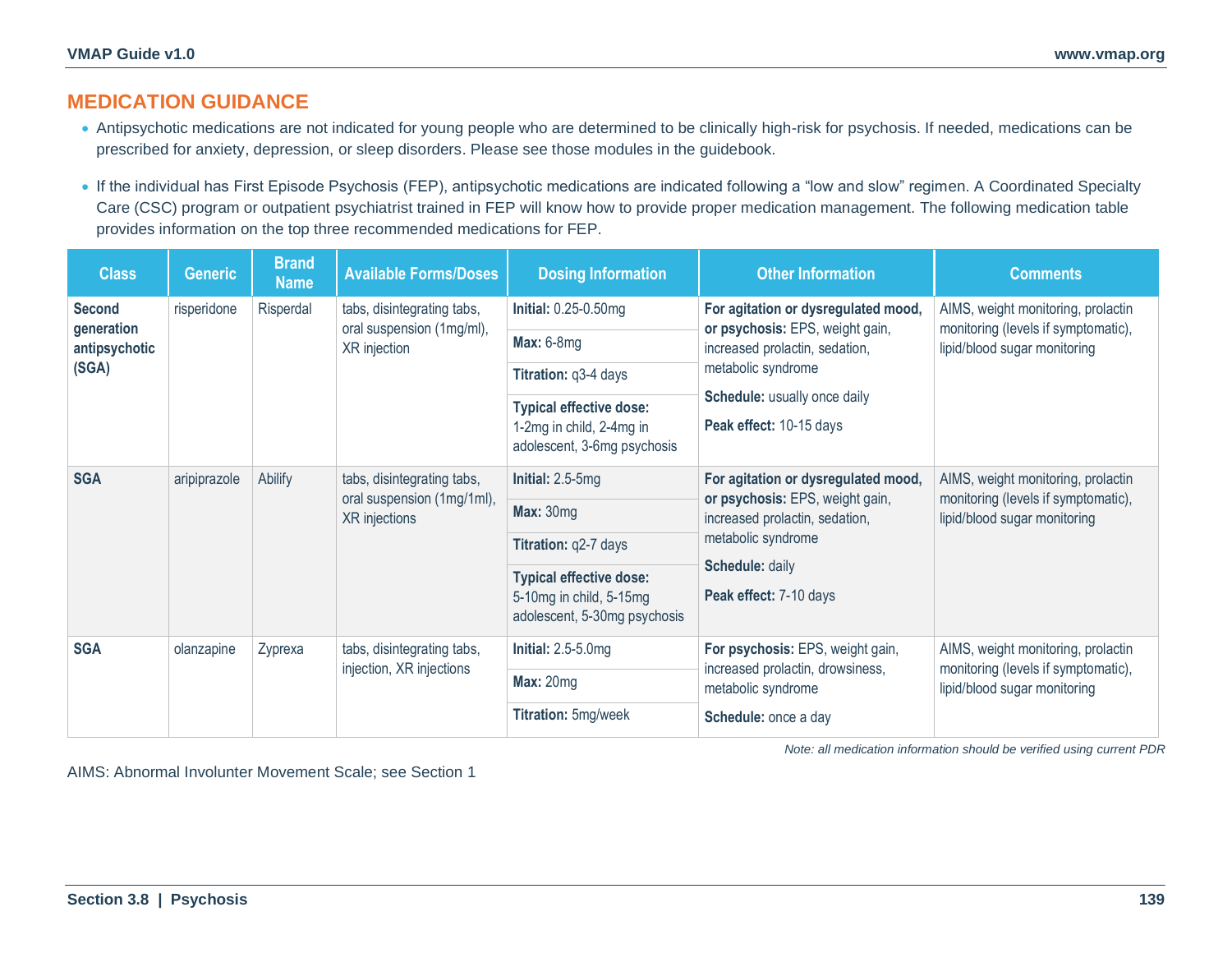## MEDICATION GUIDANCE

- Antipsychotic medications are not indicated for young people who are determined to be clinically high-risk for psychosis. If needed, medications can be prescribed for anxiety, depression, or sleep disorders. Please see those modules in the guidebook.
- If the individual has First Episode Psychosis (FEP), antipsychotic medications are indicated following a "low and slow" regimen. A Coordinated Specialty Care (CSC) program or outpatient psychiatrist trained in FEP will know how to provide proper medication management. The following medication table provides information on the top three recommended medications for FEP.

| Class | Generic | Brand Name | Available Forms/Doses | Dosing Information | Other Information | Comments |
|---|---|---|---|---|---|---|
| **Second generation antipsychotic (SGA)** | risperidone | Risperdal | tabs, disintegrating tabs, oral suspension (1mg/ml), XR injection | **Initial:** 0.25-0.50mg<br>**Max:** 6-8mg<br>**Titration:** q3-4 days<br>**Typical effective dose:** 1-2mg in child, 2-4mg in adolescent, 3-6mg psychosis | **For agitation or dysregulated mood, or psychosis:** EPS, weight gain, increased prolactin, sedation, metabolic syndrome<br>**Schedule:** usually once daily<br>**Peak effect:** 10-15 days | AIMS, weight monitoring, prolactin monitoring (levels if symptomatic), lipid/blood sugar monitoring |
| **SGA** | aripiprazole | Abilify | tabs, disintegrating tabs, oral suspension (1mg/1ml), XR injections | **Initial:** 2.5-5mg<br>**Max:** 30mg<br>**Titration:** q2-7 days<br>**Typical effective dose:** 5-10mg in child, 5-15mg adolescent, 5-30mg psychosis | **For agitation or dysregulated mood, or psychosis:** EPS, weight gain, increased prolactin, sedation, metabolic syndrome<br>**Schedule:** daily<br>**Peak effect:** 7-10 days | AIMS, weight monitoring, prolactin monitoring (levels if symptomatic), lipid/blood sugar monitoring |
| **SGA** | olanzapine | Zyprexa | tabs, disintegrating tabs, injection, XR injections | **Initial:** 2.5-5.0mg<br>**Max:** 20mg<br>**Titration:** 5mg/week | **For psychosis:** EPS, weight gain, increased prolactin, drowsiness, metabolic syndrome<br>**Schedule:** once a day | AIMS, weight monitoring, prolactin monitoring (levels if symptomatic), lipid/blood sugar monitoring |

*Note: all medication information should be verified using current PDR*

AIMS: Abnormal Involunter Movement Scale; see Section 1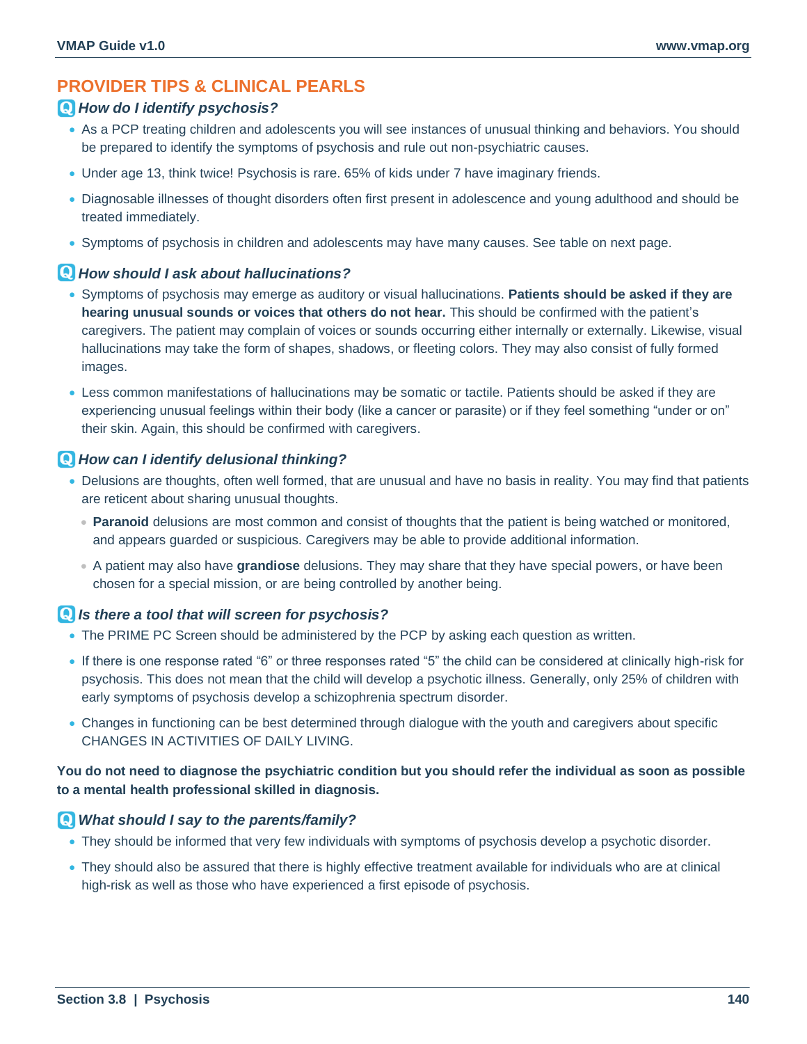## PROVIDER TIPS & CLINICAL PEARLS

### *How do I identify psychosis?*

- As a PCP treating children and adolescents you will see instances of unusual thinking and behaviors. You should be prepared to identify the symptoms of psychosis and rule out non-psychiatric causes.
- Under age 13, think twice! Psychosis is rare. 65% of kids under 7 have imaginary friends.
- Diagnosable illnesses of thought disorders often first present in adolescence and young adulthood and should be treated immediately.
- Symptoms of psychosis in children and adolescents may have many causes. See table on next page.

### *How should I ask about hallucinations?*

- Symptoms of psychosis may emerge as auditory or visual hallucinations. **Patients should be asked if they are hearing unusual sounds or voices that others do not hear.** This should be confirmed with the patient's caregivers. The patient may complain of voices or sounds occurring either internally or externally. Likewise, visual hallucinations may take the form of shapes, shadows, or fleeting colors. They may also consist of fully formed images.
- Less common manifestations of hallucinations may be somatic or tactile. Patients should be asked if they are experiencing unusual feelings within their body (like a cancer or parasite) or if they feel something "under or on" their skin. Again, this should be confirmed with caregivers.

### *How can I identify delusional thinking?*

- Delusions are thoughts, often well formed, that are unusual and have no basis in reality. You may find that patients are reticent about sharing unusual thoughts.
  - **Paranoid** delusions are most common and consist of thoughts that the patient is being watched or monitored, and appears guarded or suspicious. Caregivers may be able to provide additional information.
  - A patient may also have **grandiose** delusions. They may share that they have special powers, or have been chosen for a special mission, or are being controlled by another being.

### *Is there a tool that will screen for psychosis?*

- The PRIME PC Screen should be administered by the PCP by asking each question as written.
- If there is one response rated "6" or three responses rated "5" the child can be considered at clinically high-risk for psychosis. This does not mean that the child will develop a psychotic illness. Generally, only 25% of children with early symptoms of psychosis develop a schizophrenia spectrum disorder.
- Changes in functioning can be best determined through dialogue with the youth and caregivers about specific CHANGES IN ACTIVITIES OF DAILY LIVING.

**You do not need to diagnose the psychiatric condition but you should refer the individual as soon as possible to a mental health professional skilled in diagnosis.**

### *What should I say to the parents/family?*

- They should be informed that very few individuals with symptoms of psychosis develop a psychotic disorder.
- They should also be assured that there is highly effective treatment available for individuals who are at clinical high-risk as well as those who have experienced a first episode of psychosis.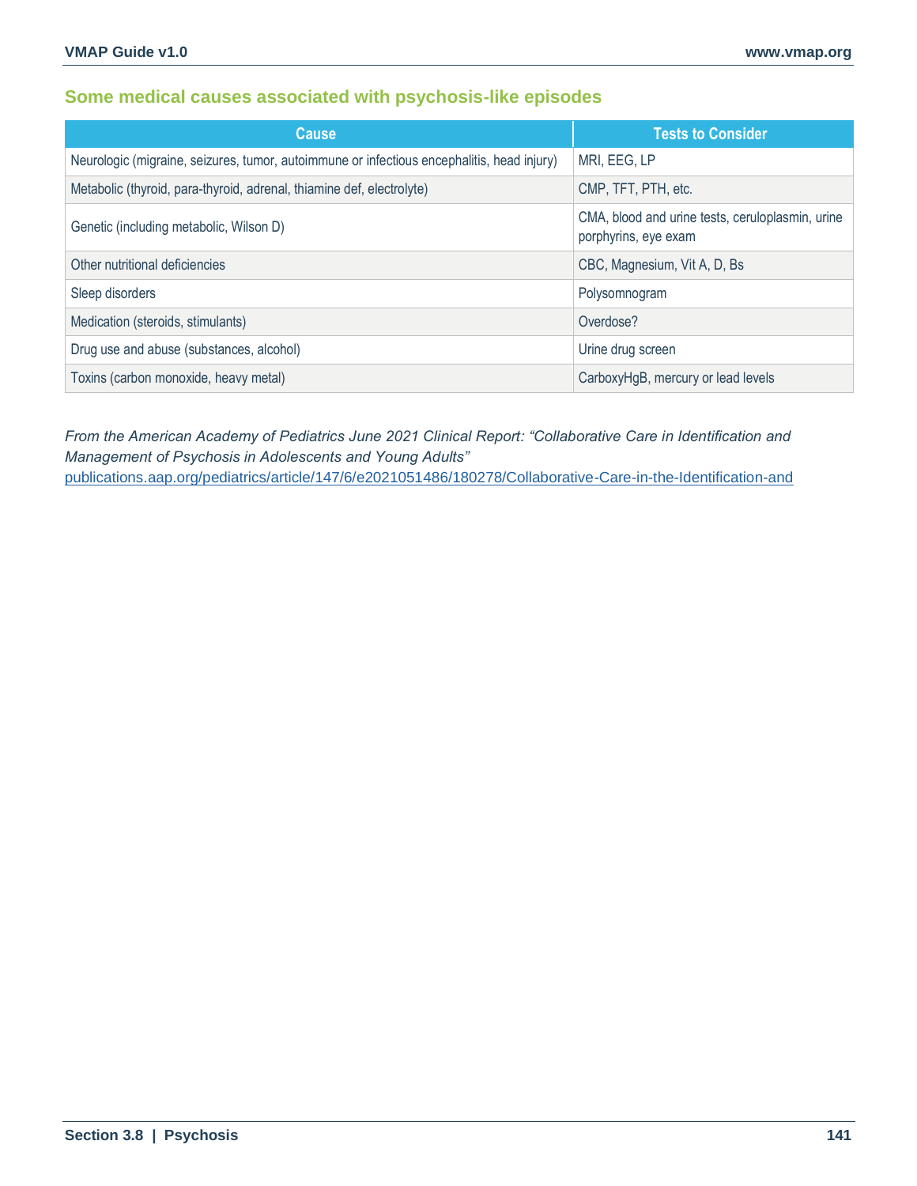## Some medical causes associated with psychosis-like episodes

| Cause | Tests to Consider |
|---|---|
| Neurologic (migraine, seizures, tumor, autoimmune or infectious encephalitis, head injury) | MRI, EEG, LP |
| Metabolic (thyroid, para-thyroid, adrenal, thiamine def, electrolyte) | CMP, TFT, PTH, etc. |
| Genetic (including metabolic, Wilson D) | CMA, blood and urine tests, ceruloplasmin, urine porphyrins, eye exam |
| Other nutritional deficiencies | CBC, Magnesium, Vit A, D, Bs |
| Sleep disorders | Polysomnogram |
| Medication (steroids, stimulants) | Overdose? |
| Drug use and abuse (substances, alcohol) | Urine drug screen |
| Toxins (carbon monoxide, heavy metal) | CarboxyHgB, mercury or lead levels |

*From the American Academy of Pediatrics June 2021 Clinical Report: "Collaborative Care in Identification and Management of Psychosis in Adolescents and Young Adults"*
[publications.aap.org/pediatrics/article/147/6/e2021051486/180278/Collaborative-Care-in-the-Identification-and](https://publications.aap.org/pediatrics/article/147/6/e2021051486/180278/Collaborative-Care-in-the-Identification-and)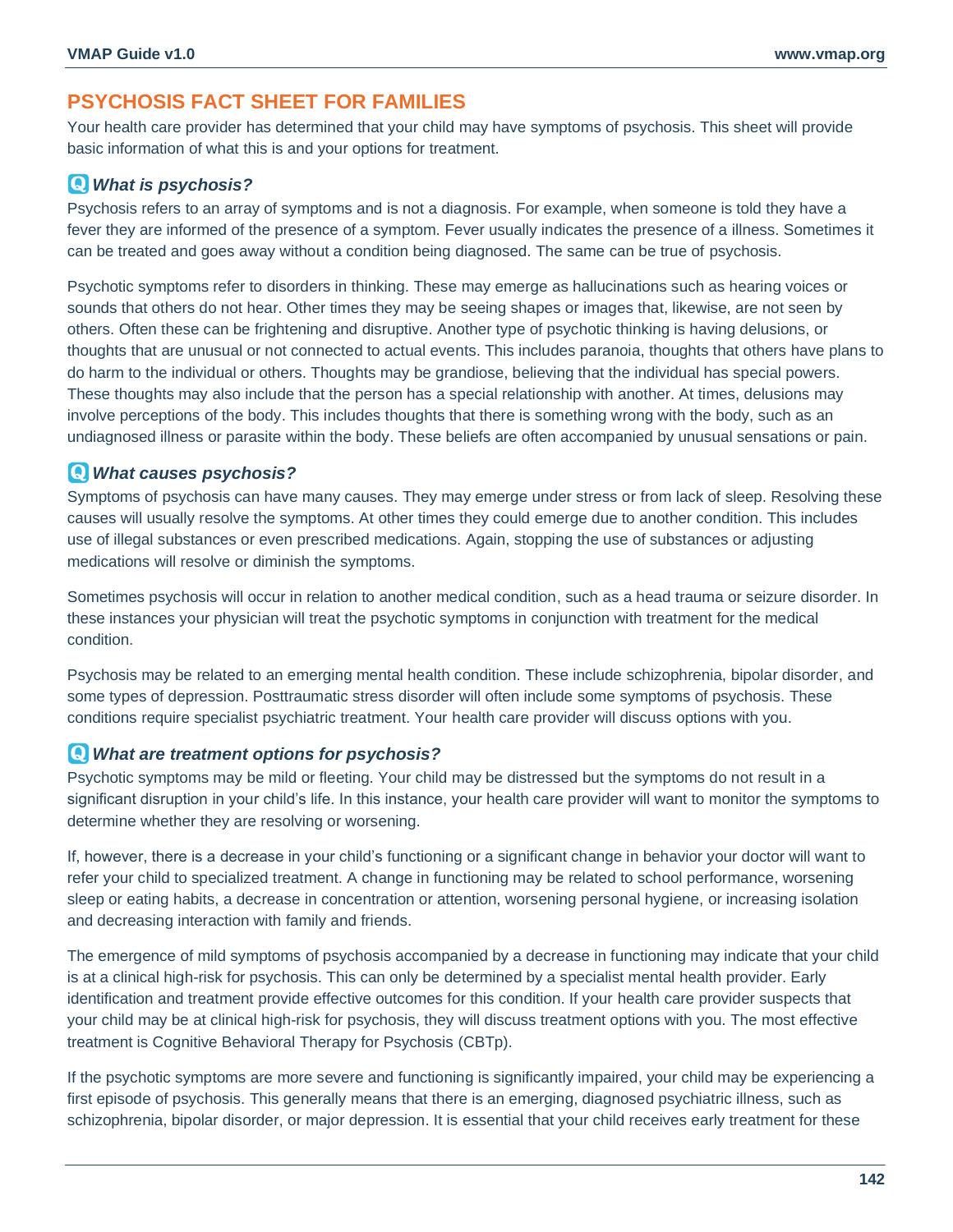# PSYCHOSIS FACT SHEET FOR FAMILIES

Your health care provider has determined that your child may have symptoms of psychosis. This sheet will provide basic information of what this is and your options for treatment.

### *What is psychosis?*

Psychosis refers to an array of symptoms and is not a diagnosis. For example, when someone is told they have a fever they are informed of the presence of a symptom. Fever usually indicates the presence of a illness. Sometimes it can be treated and goes away without a condition being diagnosed. The same can be true of psychosis.

Psychotic symptoms refer to disorders in thinking. These may emerge as hallucinations such as hearing voices or sounds that others do not hear. Other times they may be seeing shapes or images that, likewise, are not seen by others. Often these can be frightening and disruptive. Another type of psychotic thinking is having delusions, or thoughts that are unusual or not connected to actual events. This includes paranoia, thoughts that others have plans to do harm to the individual or others. Thoughts may be grandiose, believing that the individual has special powers. These thoughts may also include that the person has a special relationship with another. At times, delusions may involve perceptions of the body. This includes thoughts that there is something wrong with the body, such as an undiagnosed illness or parasite within the body. These beliefs are often accompanied by unusual sensations or pain.

### *What causes psychosis?*

Symptoms of psychosis can have many causes. They may emerge under stress or from lack of sleep. Resolving these causes will usually resolve the symptoms. At other times they could emerge due to another condition. This includes use of illegal substances or even prescribed medications. Again, stopping the use of substances or adjusting medications will resolve or diminish the symptoms.

Sometimes psychosis will occur in relation to another medical condition, such as a head trauma or seizure disorder. In these instances your physician will treat the psychotic symptoms in conjunction with treatment for the medical condition.

Psychosis may be related to an emerging mental health condition. These include schizophrenia, bipolar disorder, and some types of depression. Posttraumatic stress disorder will often include some symptoms of psychosis. These conditions require specialist psychiatric treatment. Your health care provider will discuss options with you.

### *What are treatment options for psychosis?*

Psychotic symptoms may be mild or fleeting. Your child may be distressed but the symptoms do not result in a significant disruption in your child's life. In this instance, your health care provider will want to monitor the symptoms to determine whether they are resolving or worsening.

If, however, there is a decrease in your child's functioning or a significant change in behavior your doctor will want to refer your child to specialized treatment. A change in functioning may be related to school performance, worsening sleep or eating habits, a decrease in concentration or attention, worsening personal hygiene, or increasing isolation and decreasing interaction with family and friends.

The emergence of mild symptoms of psychosis accompanied by a decrease in functioning may indicate that your child is at a clinical high-risk for psychosis. This can only be determined by a specialist mental health provider. Early identification and treatment provide effective outcomes for this condition. If your health care provider suspects that your child may be at clinical high-risk for psychosis, they will discuss treatment options with you. The most effective treatment is Cognitive Behavioral Therapy for Psychosis (CBTp).

If the psychotic symptoms are more severe and functioning is significantly impaired, your child may be experiencing a first episode of psychosis. This generally means that there is an emerging, diagnosed psychiatric illness, such as schizophrenia, bipolar disorder, or major depression. It is essential that your child receives early treatment for these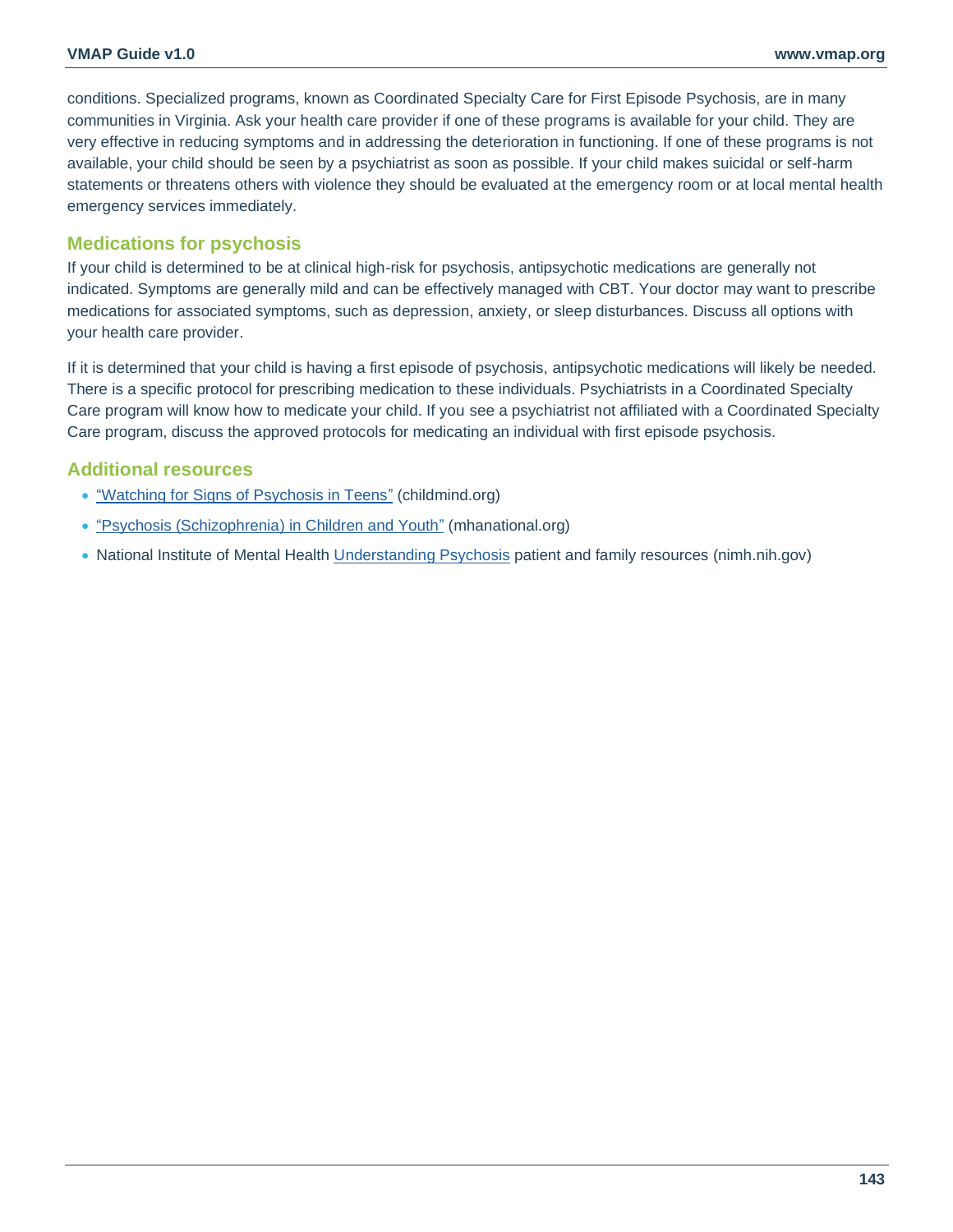conditions. Specialized programs, known as Coordinated Specialty Care for First Episode Psychosis, are in many communities in Virginia. Ask your health care provider if one of these programs is available for your child. They are very effective in reducing symptoms and in addressing the deterioration in functioning. If one of these programs is not available, your child should be seen by a psychiatrist as soon as possible. If your child makes suicidal or self-harm statements or threatens others with violence they should be evaluated at the emergency room or at local mental health emergency services immediately.

## Medications for psychosis

If your child is determined to be at clinical high-risk for psychosis, antipsychotic medications are generally not indicated. Symptoms are generally mild and can be effectively managed with CBT. Your doctor may want to prescribe medications for associated symptoms, such as depression, anxiety, or sleep disturbances. Discuss all options with your health care provider.

If it is determined that your child is having a first episode of psychosis, antipsychotic medications will likely be needed. There is a specific protocol for prescribing medication to these individuals. Psychiatrists in a Coordinated Specialty Care program will know how to medicate your child. If you see a psychiatrist not affiliated with a Coordinated Specialty Care program, discuss the approved protocols for medicating an individual with first episode psychosis.

## Additional resources

- "Watching for Signs of Psychosis in Teens" (childmind.org)
- "Psychosis (Schizophrenia) in Children and Youth" (mhanational.org)
- National Institute of Mental Health Understanding Psychosis patient and family resources (nimh.nih.gov)